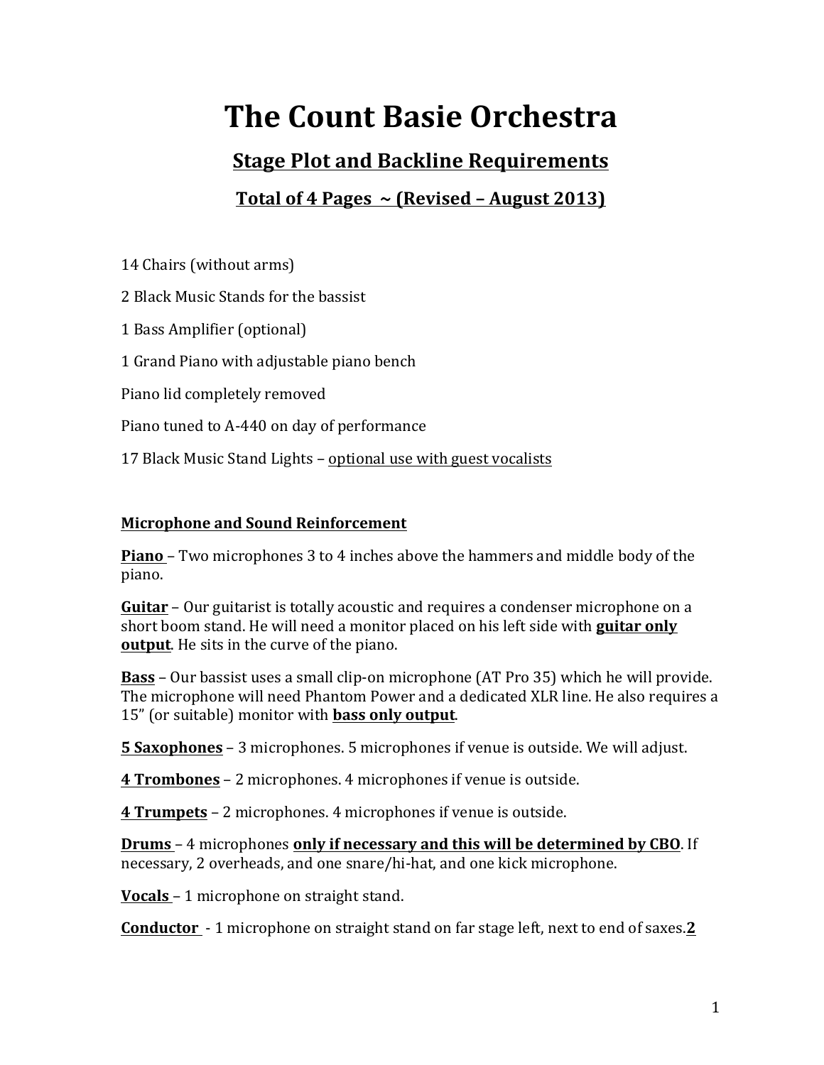# The Count Basie Orchestra

## Stage Plot and Backline Requirements

### Total of 4 Pages ~ (Revised – August 2013)

14 Chairs (without arms)

2 Black Music Stands for the bassist

1 Bass Amplifier (optional)

1 Grand Piano with adjustable piano bench

Piano lid completely removed

Piano tuned to A-440 on day of performance

17 Black Music Stand Lights – optional use with guest vocalists

**Microphone and Sound Reinforcement**

**Piano** – Two microphones 3 to 4 inches above the hammers and middle body of the piano.

**Guitar** – Our guitarist is totally acoustic and requires a condenser microphone on a short boom stand. He will need a monitor placed on his left side with **guitar only output**. He sits in the curve of the piano.

**Bass** – Our bassist uses a small clip-on microphone (AT Pro 35) which he will provide. The microphone will need Phantom Power and a dedicated XLR line. He also requires a 15" (or suitable) monitor with **bass only output**.

**5 Saxophones** – 3 microphones. 5 microphones if venue is outside. We will adjust.

**4 Trombones** – 2 microphones. 4 microphones if venue is outside.

**4 Trumpets** – 2 microphones. 4 microphones if venue is outside.

**Drums** – 4 microphones **only if necessary and this will be determined by CBO**. If necessary, 2 overheads, and one snare/hi-hat, and one kick microphone.

**Vocals** – 1 microphone on straight stand.

**Conductor** - 1 microphone on straight stand on far stage left, next to end of saxes.**2**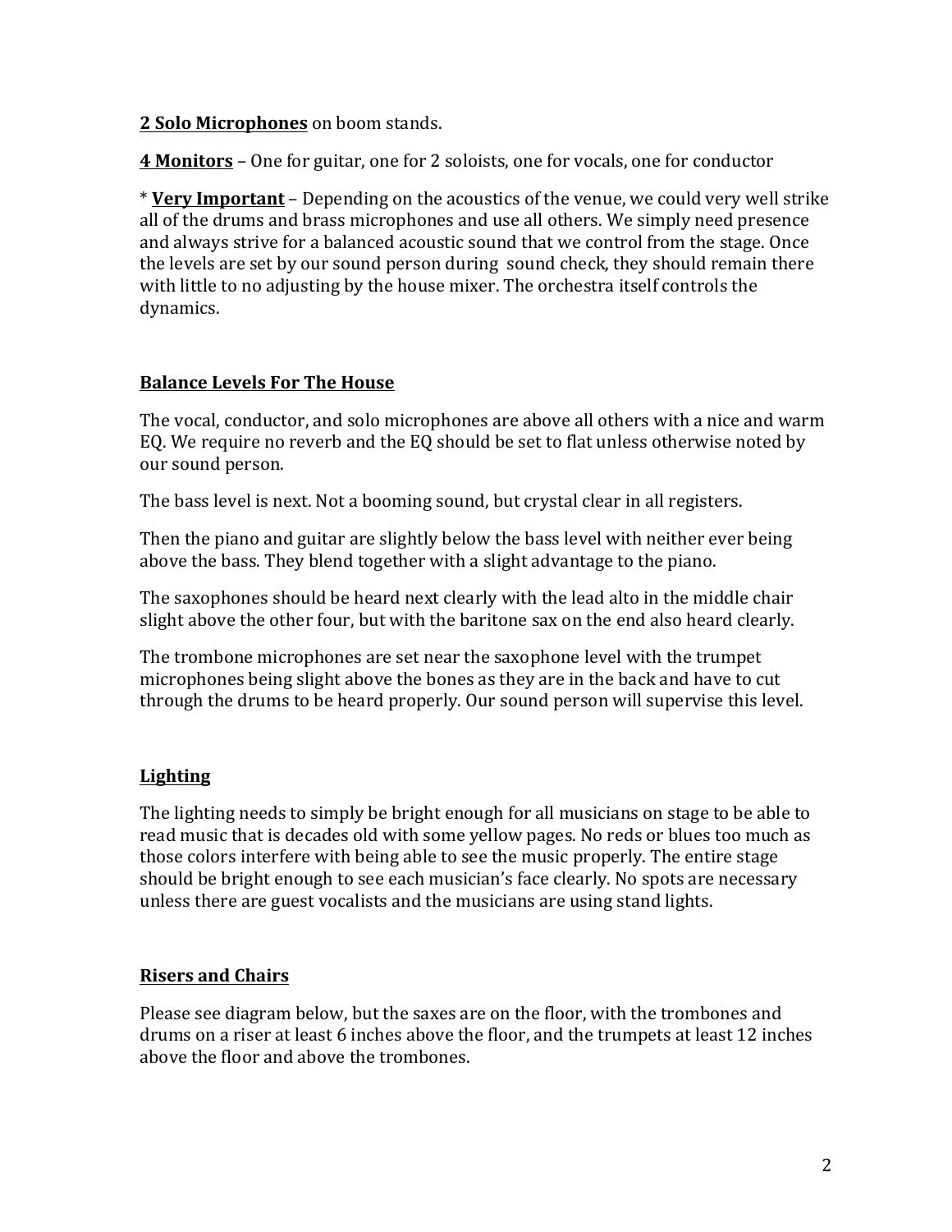**2 Solo Microphones** on boom stands.

**4 Monitors** – One for guitar, one for 2 soloists, one for vocals, one for conductor

* **Very Important** – Depending on the acoustics of the venue, we could very well strike all of the drums and brass microphones and use all others. We simply need presence and always strive for a balanced acoustic sound that we control from the stage. Once the levels are set by our sound person during sound check, they should remain there with little to no adjusting by the house mixer. The orchestra itself controls the dynamics.

## Balance Levels For The House

The vocal, conductor, and solo microphones are above all others with a nice and warm EQ. We require no reverb and the EQ should be set to flat unless otherwise noted by our sound person.

The bass level is next. Not a booming sound, but crystal clear in all registers.

Then the piano and guitar are slightly below the bass level with neither ever being above the bass. They blend together with a slight advantage to the piano.

The saxophones should be heard next clearly with the lead alto in the middle chair slight above the other four, but with the baritone sax on the end also heard clearly.

The trombone microphones are set near the saxophone level with the trumpet microphones being slight above the bones as they are in the back and have to cut through the drums to be heard properly. Our sound person will supervise this level.

## Lighting

The lighting needs to simply be bright enough for all musicians on stage to be able to read music that is decades old with some yellow pages. No reds or blues too much as those colors interfere with being able to see the music properly. The entire stage should be bright enough to see each musician's face clearly. No spots are necessary unless there are guest vocalists and the musicians are using stand lights.

## Risers and Chairs

Please see diagram below, but the saxes are on the floor, with the trombones and drums on a riser at least 6 inches above the floor, and the trumpets at least 12 inches above the floor and above the trombones.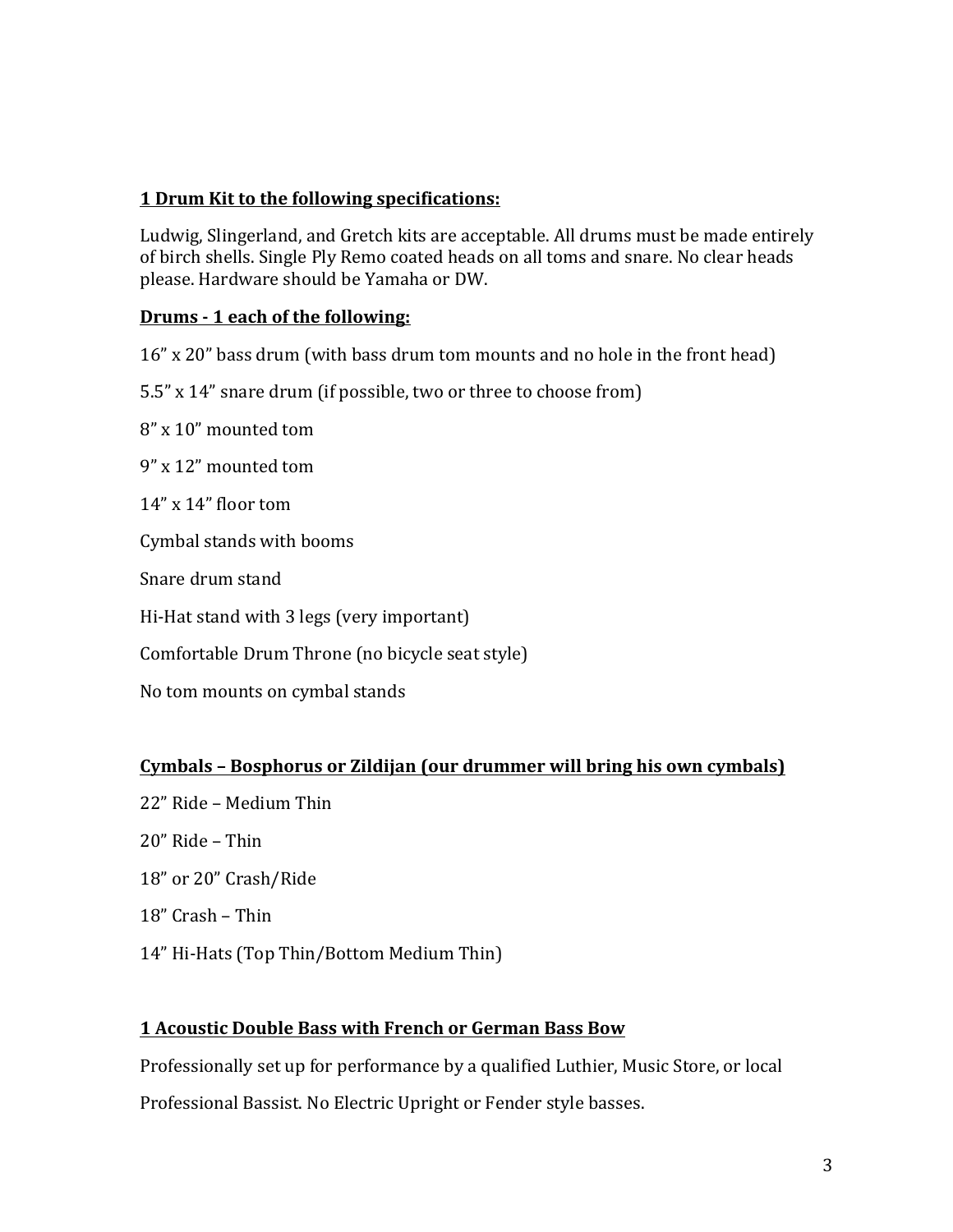**1 Drum Kit to the following specifications:**

Ludwig, Slingerland, and Gretch kits are acceptable. All drums must be made entirely of birch shells. Single Ply Remo coated heads on all toms and snare. No clear heads please. Hardware should be Yamaha or DW.

**Drums - 1 each of the following:**

16" x 20" bass drum (with bass drum tom mounts and no hole in the front head)

5.5" x 14" snare drum (if possible, two or three to choose from)

8" x 10" mounted tom

9" x 12" mounted tom

14" x 14" floor tom

Cymbal stands with booms

Snare drum stand

Hi-Hat stand with 3 legs (very important)

Comfortable Drum Throne (no bicycle seat style)

No tom mounts on cymbal stands

**Cymbals – Bosphorus or Zildijan (our drummer will bring his own cymbals)**

22" Ride – Medium Thin

20" Ride – Thin

18" or 20" Crash/Ride

18" Crash – Thin

14" Hi-Hats (Top Thin/Bottom Medium Thin)

**1 Acoustic Double Bass with French or German Bass Bow**

Professionally set up for performance by a qualified Luthier, Music Store, or local

Professional Bassist. No Electric Upright or Fender style basses.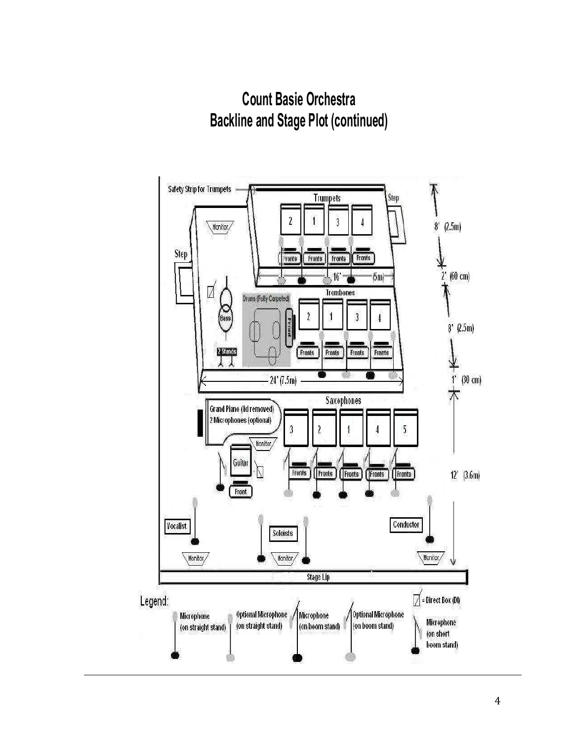# Count Basie Orchestra
## Backline and Stage Plot (continued)

Safety Strip for Trumpets

Trumpets

Step

2 1 3 4

Fronts Fronts Fronts Fronts

16' (5m)

8' (2.5m)

2' (60 cm)

Monitor

Step

Base

2 Stands

Drums (Fully Carpeted)

Front

Trombones

2 1 3 4

Fronts Fronts Fronts Fronts

24' (7.5m)

8' (2.5m)

1' (30 cm)

Grand Piano (lid removed)
2 Microphones (optional)

Monitor

Guitar

Front

Saxophones

3 2 1 4 5

Fronts Fronts Fronts Fronts Fronts

12' (3.6m)

Vocalist

Soloists

Conductor

Monitor Monitor Monitor

Stage Lip

Legend:

= Direct Box (DI)

Microphone (on straight stand)

Optional Microphone (on straight stand)

Microphone (on boom stand)

Optional Microphone (on boom stand)

Microphone (on short boom stand)